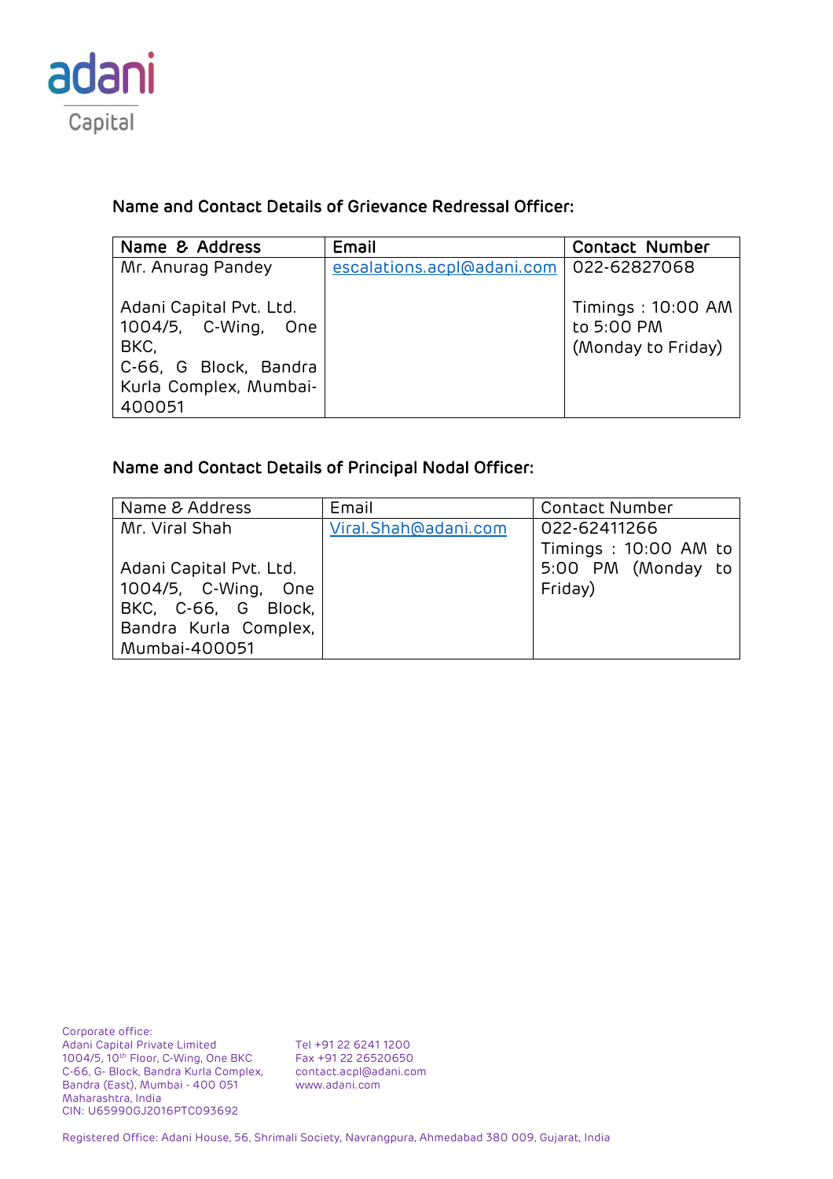adani Capital

## Name and Contact Details of Grievance Redressal Officer:

| Name & Address | Email | Contact Number |
|---|---|---|
| Mr. Anurag Pandey<br><br>Adani Capital Pvt. Ltd. 1004/5, C-Wing, One BKC, C-66, G Block, Bandra Kurla Complex, Mumbai-400051 | escalations.acpl@adani.com | 022-62827068<br><br>Timings : 10:00 AM to 5:00 PM (Monday to Friday) |

## Name and Contact Details of Principal Nodal Officer:

| Name & Address | Email | Contact Number |
|---|---|---|
| Mr. Viral Shah<br><br>Adani Capital Pvt. Ltd. 1004/5, C-Wing, One BKC, C-66, G Block, Bandra Kurla Complex, Mumbai-400051 | Viral.Shah@adani.com | 022-62411266<br>Timings : 10:00 AM to 5:00 PM (Monday to Friday) |

Corporate office:
Adani Capital Private Limited
1004/5, 10th Floor, C-Wing, One BKC
C-66, G- Block, Bandra Kurla Complex,
Bandra (East), Mumbai - 400 051
Maharashtra, India
CIN: U65990GJ2016PTC093692

Tel +91 22 6241 1200
Fax +91 22 26520650
contact.acpl@adani.com
www.adani.com

Registered Office: Adani House, 56, Shrimali Society, Navrangpura, Ahmedabad 380 009, Gujarat, India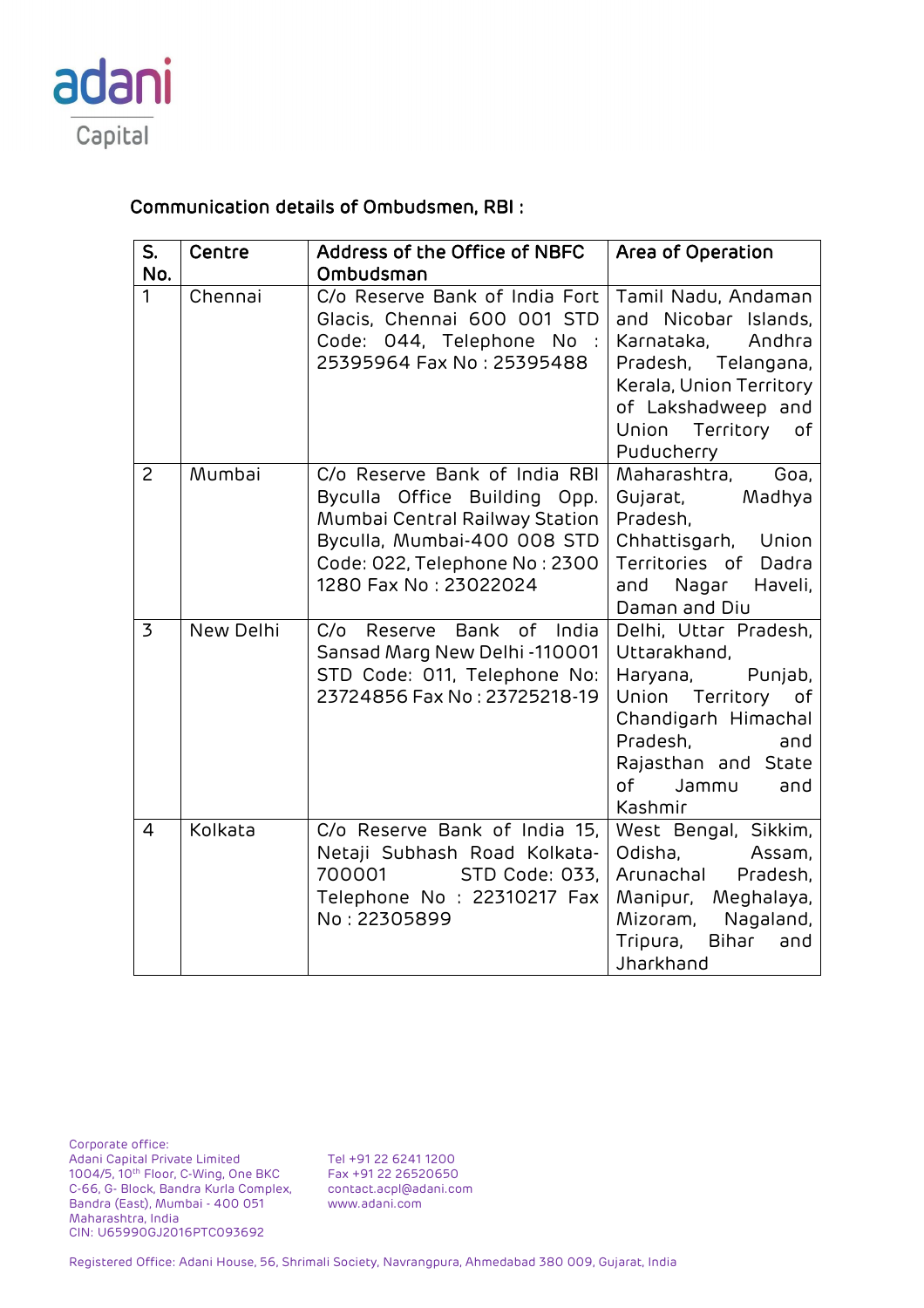Communication details of Ombudsmen, RBI :

| S. No. | Centre | Address of the Office of NBFC Ombudsman | Area of Operation |
|---|---|---|---|
| 1 | Chennai | C/o Reserve Bank of India Fort Glacis, Chennai 600 001 STD Code: 044, Telephone No : 25395964 Fax No : 25395488 | Tamil Nadu, Andaman and Nicobar Islands, Karnataka, Andhra Pradesh, Telangana, Kerala, Union Territory of Lakshadweep and Union Territory of Puducherry |
| 2 | Mumbai | C/o Reserve Bank of India RBI Byculla Office Building Opp. Mumbai Central Railway Station Byculla, Mumbai-400 008 STD Code: 022, Telephone No : 2300 1280 Fax No : 23022024 | Maharashtra, Goa, Gujarat, Madhya Pradesh, Chhattisgarh, Union Territories of Dadra and Nagar Haveli, Daman and Diu |
| 3 | New Delhi | C/o Reserve Bank of India Sansad Marg New Delhi -110001 STD Code: 011, Telephone No: 23724856 Fax No : 23725218-19 | Delhi, Uttar Pradesh, Uttarakhand, Haryana, Punjab, Union Territory of Chandigarh Himachal Pradesh, and Rajasthan and State of Jammu and Kashmir |
| 4 | Kolkata | C/o Reserve Bank of India 15, Netaji Subhash Road Kolkata-700001 STD Code: 033, Telephone No : 22310217 Fax No : 22305899 | West Bengal, Sikkim, Odisha, Assam, Arunachal Pradesh, Manipur, Meghalaya, Mizoram, Nagaland, Tripura, Bihar and Jharkhand |